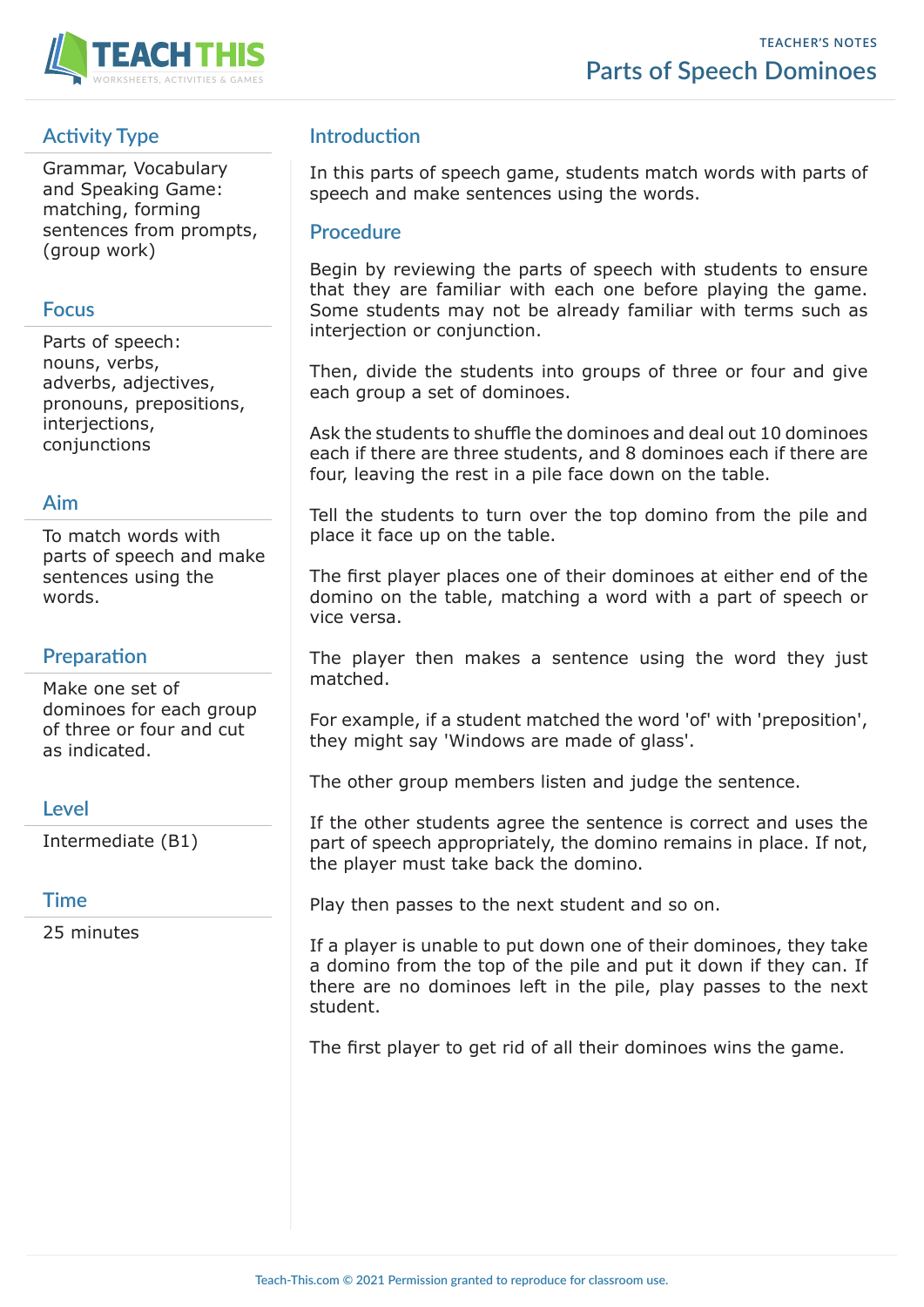# Parts of Speech Dominoes

TEACHER'S NOTES

## Activity Type

Grammar, Vocabulary and Speaking Game: matching, forming sentences from prompts, (group work)

## Focus

Parts of speech: nouns, verbs, adverbs, adjectives, pronouns, prepositions, interjections, conjunctions

## Aim

To match words with parts of speech and make sentences using the words.

## Preparation

Make one set of dominoes for each group of three or four and cut as indicated.

## Level

Intermediate (B1)

## Time

25 minutes

## Introduction

In this parts of speech game, students match words with parts of speech and make sentences using the words.

## Procedure

Begin by reviewing the parts of speech with students to ensure that they are familiar with each one before playing the game. Some students may not be already familiar with terms such as interjection or conjunction.

Then, divide the students into groups of three or four and give each group a set of dominoes.

Ask the students to shuffle the dominoes and deal out 10 dominoes each if there are three students, and 8 dominoes each if there are four, leaving the rest in a pile face down on the table.

Tell the students to turn over the top domino from the pile and place it face up on the table.

The first player places one of their dominoes at either end of the domino on the table, matching a word with a part of speech or vice versa.

The player then makes a sentence using the word they just matched.

For example, if a student matched the word 'of' with 'preposition', they might say 'Windows are made of glass'.

The other group members listen and judge the sentence.

If the other students agree the sentence is correct and uses the part of speech appropriately, the domino remains in place. If not, the player must take back the domino.

Play then passes to the next student and so on.

If a player is unable to put down one of their dominoes, they take a domino from the top of the pile and put it down if they can. If there are no dominoes left in the pile, play passes to the next student.

The first player to get rid of all their dominoes wins the game.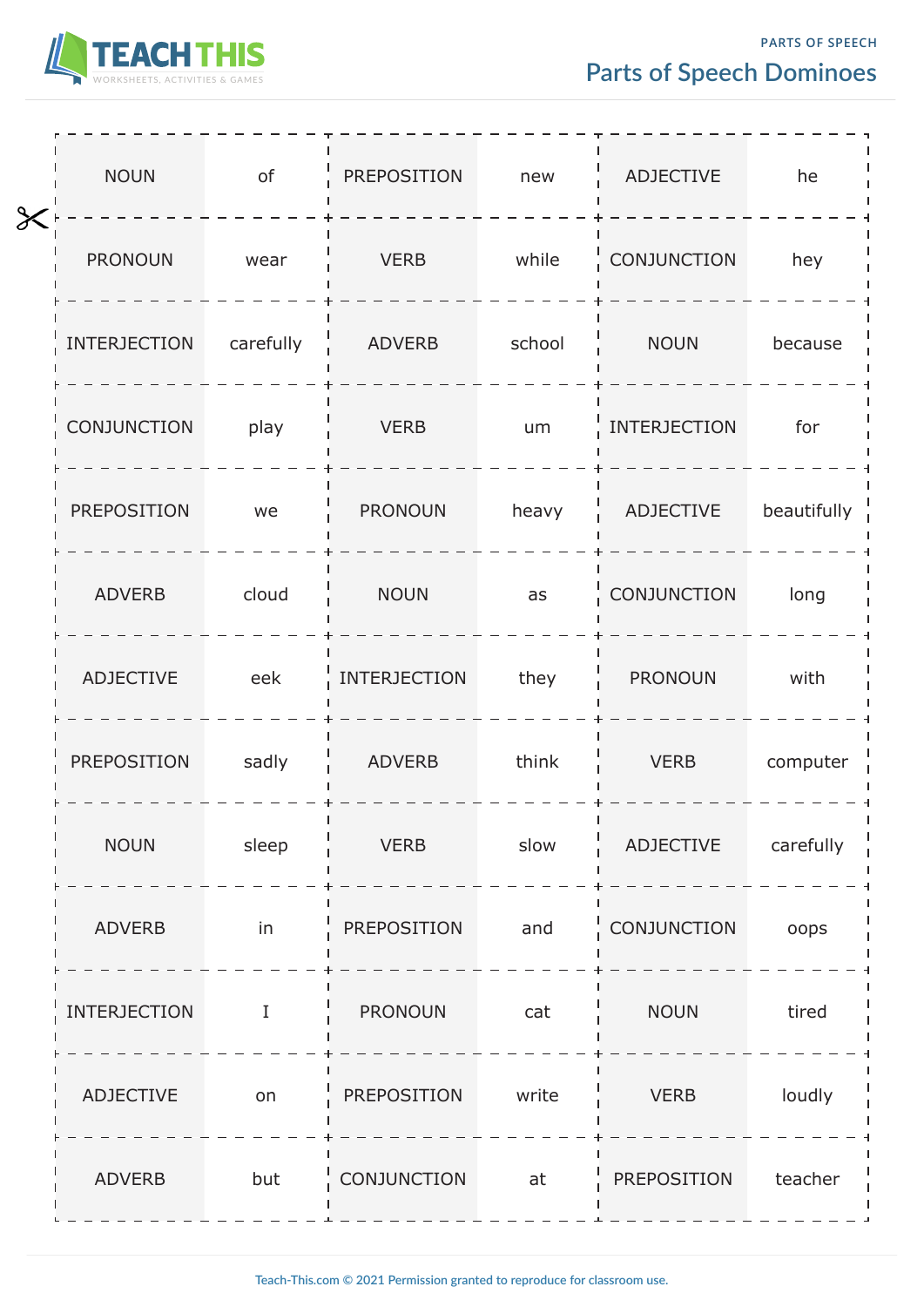PARTS OF SPEECH

# Parts of Speech Dominoes

| | | | | | |
|---|---|---|---|---|---|
| NOUN | of | PREPOSITION | new | ADJECTIVE | he |
| PRONOUN | wear | VERB | while | CONJUNCTION | hey |
| INTERJECTION | carefully | ADVERB | school | NOUN | because |
| CONJUNCTION | play | VERB | um | INTERJECTION | for |
| PREPOSITION | we | PRONOUN | heavy | ADJECTIVE | beautifully |
| ADVERB | cloud | NOUN | as | CONJUNCTION | long |
| ADJECTIVE | eek | INTERJECTION | they | PRONOUN | with |
| PREPOSITION | sadly | ADVERB | think | VERB | computer |
| NOUN | sleep | VERB | slow | ADJECTIVE | carefully |
| ADVERB | in | PREPOSITION | and | CONJUNCTION | oops |
| INTERJECTION | I | PRONOUN | cat | NOUN | tired |
| ADJECTIVE | on | PREPOSITION | write | VERB | loudly |
| ADVERB | but | CONJUNCTION | at | PREPOSITION | teacher |

Teach-This.com © 2021 Permission granted to reproduce for classroom use.